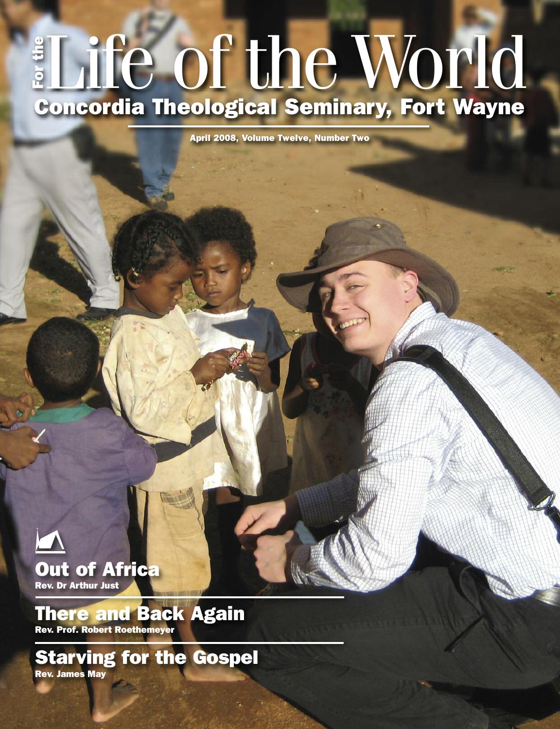# For the Life of the World

## Concordia Theological Seminary, Fort Wayne

April 2008, Volume Twelve, Number Two

## Out of Africa
Rev. Dr Arthur Just

## There and Back Again
Rev. Prof. Robert Roethemeyer

## Starving for the Gospel
Rev. James May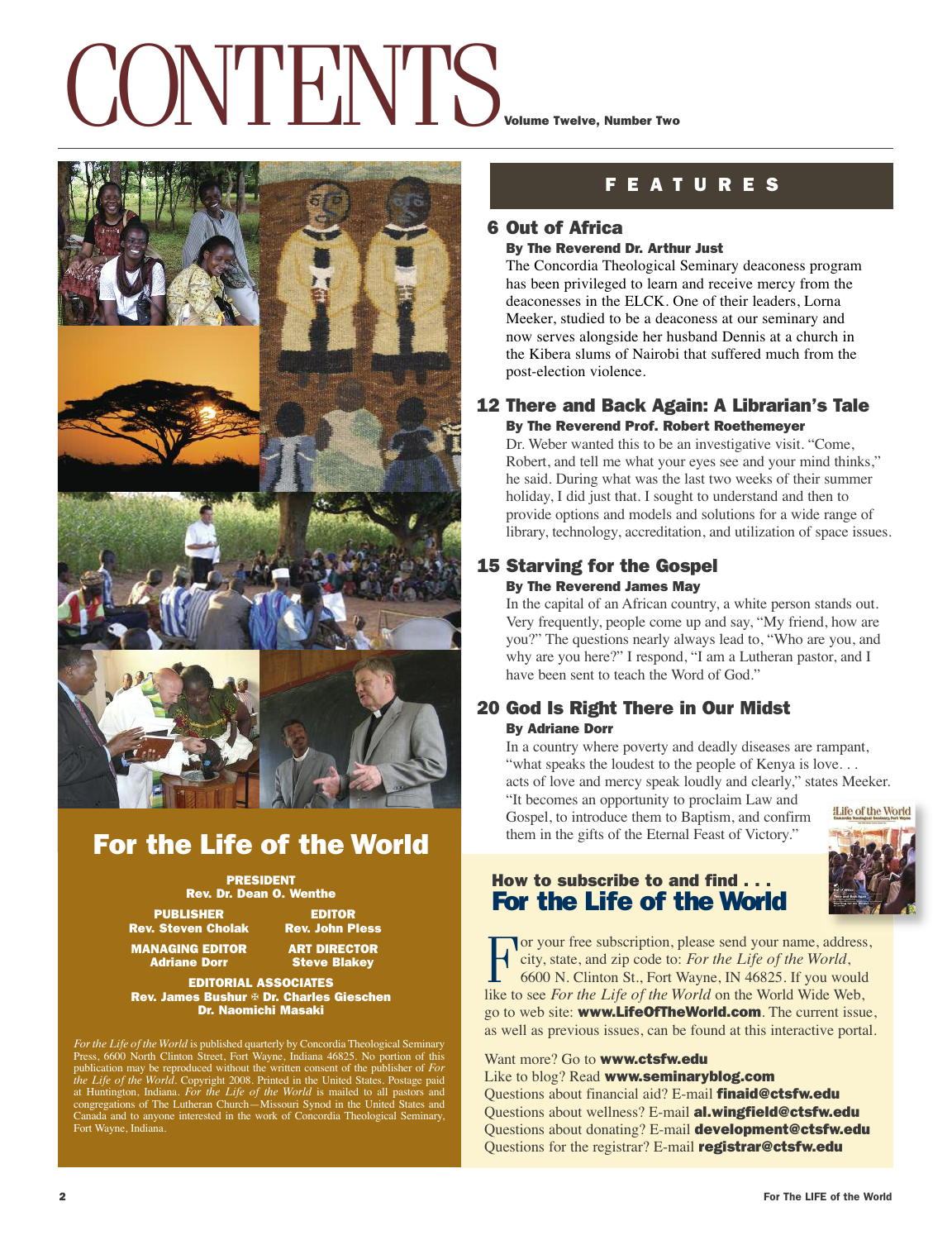# CONTENTS

Volume Twelve, Number Two

## FEATURES

### 6 Out of Africa

**By The Reverend Dr. Arthur Just**

The Concordia Theological Seminary deaconess program has been privileged to learn and receive mercy from the deaconesses in the ELCK. One of their leaders, Lorna Meeker, studied to be a deaconess at our seminary and now serves alongside her husband Dennis at a church in the Kibera slums of Nairobi that suffered much from the post-election violence.

### 12 There and Back Again: A Librarian's Tale

**By The Reverend Prof. Robert Roethemeyer**

Dr. Weber wanted this to be an investigative visit. "Come, Robert, and tell me what your eyes see and your mind thinks," he said. During what was the last two weeks of their summer holiday, I did just that. I sought to understand and then to provide options and models and solutions for a wide range of library, technology, accreditation, and utilization of space issues.

### 15 Starving for the Gospel

**By The Reverend James May**

In the capital of an African country, a white person stands out. Very frequently, people come up and say, "My friend, how are you?" The questions nearly always lead to, "Who are you, and why are you here?" I respond, "I am a Lutheran pastor, and I have been sent to teach the Word of God."

### 20 God Is Right There in Our Midst

**By Adriane Dorr**

In a country where poverty and deadly diseases are rampant, "what speaks the loudest to the people of Kenya is love. . . acts of love and mercy speak loudly and clearly," states Meeker. "It becomes an opportunity to proclaim Law and Gospel, to introduce them to Baptism, and confirm them in the gifts of the Eternal Feast of Victory."

## For the Life of the World

**PRESIDENT**
Rev. Dr. Dean O. Wenthe

**PUBLISHER**
Rev. Steven Cholak

**EDITOR**
Rev. John Pless

**MANAGING EDITOR**
Adriane Dorr

**ART DIRECTOR**
Steve Blakey

**EDITORIAL ASSOCIATES**
Rev. James Bushur ✠ Dr. Charles Gieschen
Dr. Naomichi Masaki

*For the Life of the World* is published quarterly by Concordia Theological Seminary Press, 6600 North Clinton Street, Fort Wayne, Indiana 46825. No portion of this publication may be reproduced without the written consent of the publisher of *For the Life of the World*. Copyright 2008. Printed in the United States. Postage paid at Huntington, Indiana. *For the Life of the World* is mailed to all pastors and congregations of The Lutheran Church—Missouri Synod in the United States and Canada and to anyone interested in the work of Concordia Theological Seminary, Fort Wayne, Indiana.

## How to subscribe to and find . . . For the Life of the World

For your free subscription, please send your name, address, city, state, and zip code to: *For the Life of the World*, 6600 N. Clinton St., Fort Wayne, IN 46825. If you would like to see *For the Life of the World* on the World Wide Web, go to web site: **www.LifeOfTheWorld.com**. The current issue, as well as previous issues, can be found at this interactive portal.

Want more? Go to **www.ctsfw.edu**
Like to blog? Read **www.seminaryblog.com**
Questions about financial aid? E-mail **finaid@ctsfw.edu**
Questions about wellness? E-mail **al.wingfield@ctsfw.edu**
Questions about donating? E-mail **development@ctsfw.edu**
Questions for the registrar? E-mail **registrar@ctsfw.edu**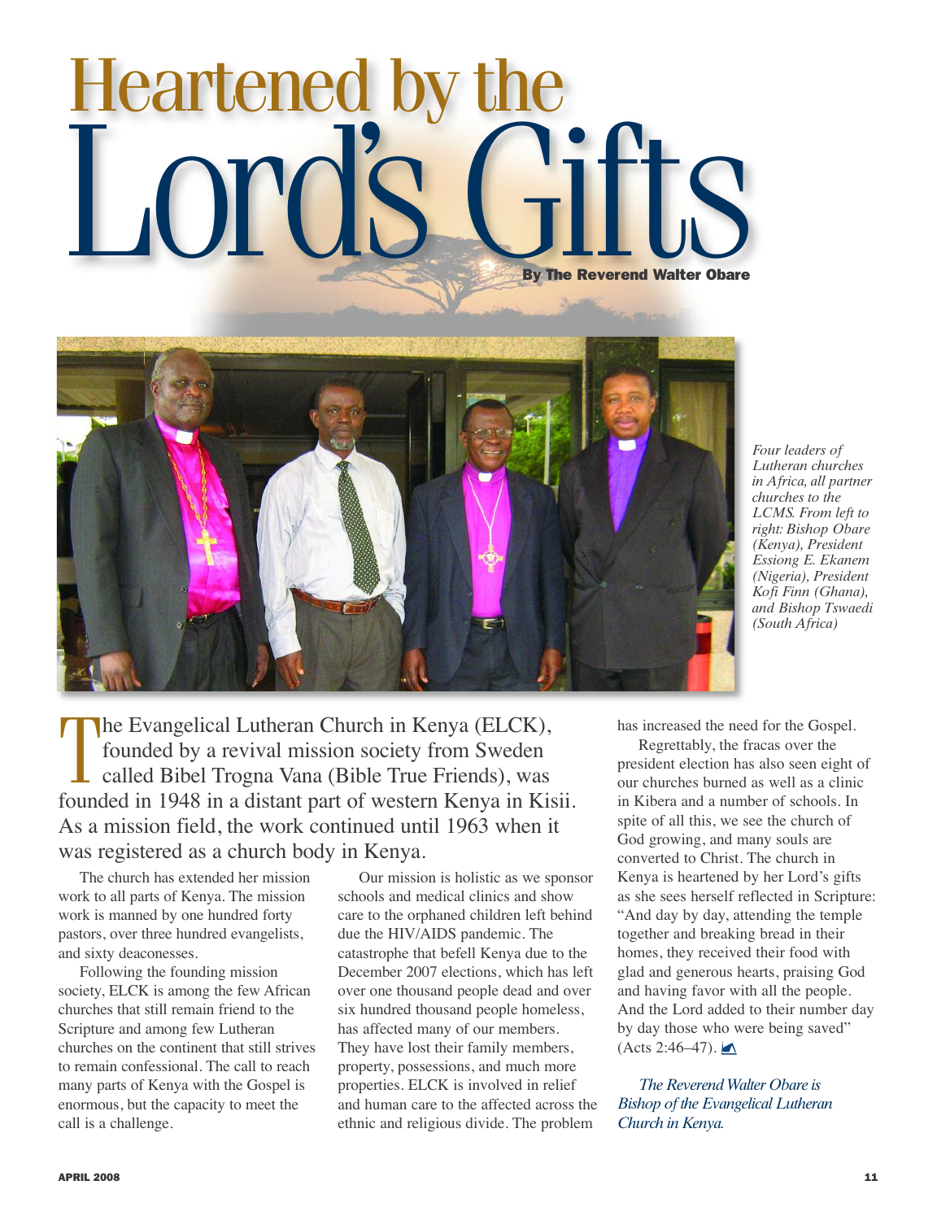# Heartened by the Lord's Gifts

**By The Reverend Walter Obare**

*Four leaders of Lutheran churches in Africa, all partner churches to the LCMS. From left to right: Bishop Obare (Kenya), President Essiong E. Ekanem (Nigeria), President Kofi Finn (Ghana), and Bishop Tswaedi (South Africa)*

The Evangelical Lutheran Church in Kenya (ELCK), founded by a revival mission society from Sweden called Bibel Trogna Vana (Bible True Friends), was founded in 1948 in a distant part of western Kenya in Kisii. As a mission field, the work continued until 1963 when it was registered as a church body in Kenya.

The church has extended her mission work to all parts of Kenya. The mission work is manned by one hundred forty pastors, over three hundred evangelists, and sixty deaconesses.

Following the founding mission society, ELCK is among the few African churches that still remain friend to the Scripture and among few Lutheran churches on the continent that still strives to remain confessional. The call to reach many parts of Kenya with the Gospel is enormous, but the capacity to meet the call is a challenge.

Our mission is holistic as we sponsor schools and medical clinics and show care to the orphaned children left behind due the HIV/AIDS pandemic. The catastrophe that befell Kenya due to the December 2007 elections, which has left over one thousand people dead and over six hundred thousand people homeless, has affected many of our members. They have lost their family members, property, possessions, and much more properties. ELCK is involved in relief and human care to the affected across the ethnic and religious divide. The problem has increased the need for the Gospel.

Regrettably, the fracas over the president election has also seen eight of our churches burned as well as a clinic in Kibera and a number of schools. In spite of all this, we see the church of God growing, and many souls are converted to Christ. The church in Kenya is heartened by her Lord's gifts as she sees herself reflected in Scripture: "And day by day, attending the temple together and breaking bread in their homes, they received their food with glad and generous hearts, praising God and having favor with all the people. And the Lord added to their number day by day those who were being saved" (Acts 2:46–47).

*The Reverend Walter Obare is Bishop of the Evangelical Lutheran Church in Kenya.*